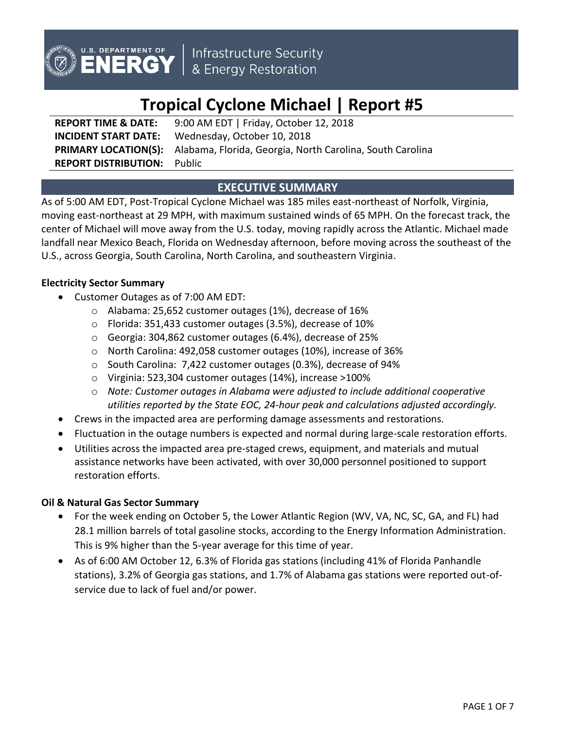U.S. DEPARTMENT OF ENERGY | Infrastructure Security & Energy Restoration

# Tropical Cyclone Michael | Report #5

**REPORT TIME & DATE:** 9:00 AM EDT | Friday, October 12, 2018
**INCIDENT START DATE:** Wednesday, October 10, 2018
**PRIMARY LOCATION(S):** Alabama, Florida, Georgia, North Carolina, South Carolina
**REPORT DISTRIBUTION:** Public

## EXECUTIVE SUMMARY

As of 5:00 AM EDT, Post-Tropical Cyclone Michael was 185 miles east-northeast of Norfolk, Virginia, moving east-northeast at 29 MPH, with maximum sustained winds of 65 MPH. On the forecast track, the center of Michael will move away from the U.S. today, moving rapidly across the Atlantic. Michael made landfall near Mexico Beach, Florida on Wednesday afternoon, before moving across the southeast of the U.S., across Georgia, South Carolina, North Carolina, and southeastern Virginia.

### Electricity Sector Summary

- Customer Outages as of 7:00 AM EDT:
  - Alabama: 25,652 customer outages (1%), decrease of 16%
  - Florida: 351,433 customer outages (3.5%), decrease of 10%
  - Georgia: 304,862 customer outages (6.4%), decrease of 25%
  - North Carolina: 492,058 customer outages (10%), increase of 36%
  - South Carolina: 7,422 customer outages (0.3%), decrease of 94%
  - Virginia: 523,304 customer outages (14%), increase >100%
  - *Note: Customer outages in Alabama were adjusted to include additional cooperative utilities reported by the State EOC, 24-hour peak and calculations adjusted accordingly.*
- Crews in the impacted area are performing damage assessments and restorations.
- Fluctuation in the outage numbers is expected and normal during large-scale restoration efforts.
- Utilities across the impacted area pre-staged crews, equipment, and materials and mutual assistance networks have been activated, with over 30,000 personnel positioned to support restoration efforts.

### Oil & Natural Gas Sector Summary

- For the week ending on October 5, the Lower Atlantic Region (WV, VA, NC, SC, GA, and FL) had 28.1 million barrels of total gasoline stocks, according to the Energy Information Administration. This is 9% higher than the 5-year average for this time of year.
- As of 6:00 AM October 12, 6.3% of Florida gas stations (including 41% of Florida Panhandle stations), 3.2% of Georgia gas stations, and 1.7% of Alabama gas stations were reported out-of-service due to lack of fuel and/or power.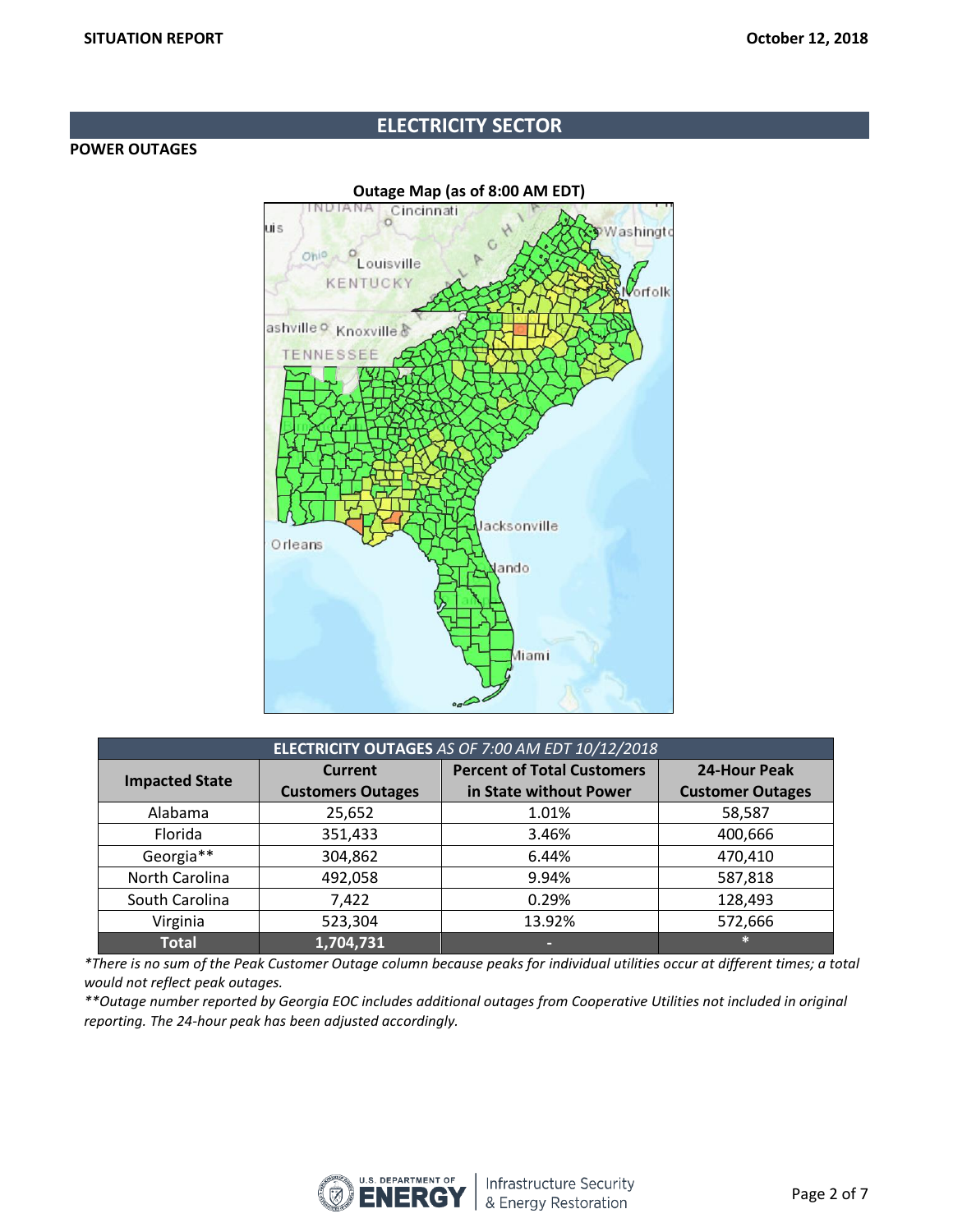## ELECTRICITY SECTOR

### POWER OUTAGES

**Outage Map (as of 8:00 AM EDT)**

| **ELECTRICITY OUTAGES** *AS OF 7:00 AM EDT 10/12/2018* | | | |
|---|---|---|---|
| **Impacted State** | **Current Customers Outages** | **Percent of Total Customers in State without Power** | **24-Hour Peak Customer Outages** |
| Alabama | 25,652 | 1.01% | 58,587 |
| Florida | 351,433 | 3.46% | 400,666 |
| Georgia** | 304,862 | 6.44% | 470,410 |
| North Carolina | 492,058 | 9.94% | 587,818 |
| South Carolina | 7,422 | 0.29% | 128,493 |
| Virginia | 523,304 | 13.92% | 572,666 |
| **Total** | **1,704,731** | - | * |

*\*There is no sum of the Peak Customer Outage column because peaks for individual utilities occur at different times; a total would not reflect peak outages.*

*\*\*Outage number reported by Georgia EOC includes additional outages from Cooperative Utilities not included in original reporting. The 24-hour peak has been adjusted accordingly.*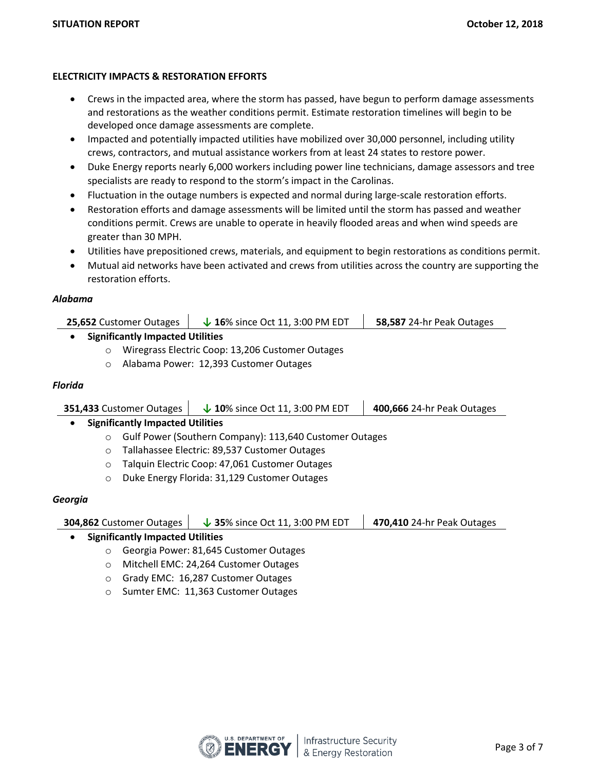**ELECTRICITY IMPACTS & RESTORATION EFFORTS**

- Crews in the impacted area, where the storm has passed, have begun to perform damage assessments and restorations as the weather conditions permit. Estimate restoration timelines will begin to be developed once damage assessments are complete.
- Impacted and potentially impacted utilities have mobilized over 30,000 personnel, including utility crews, contractors, and mutual assistance workers from at least 24 states to restore power.
- Duke Energy reports nearly 6,000 workers including power line technicians, damage assessors and tree specialists are ready to respond to the storm's impact in the Carolinas.
- Fluctuation in the outage numbers is expected and normal during large-scale restoration efforts.
- Restoration efforts and damage assessments will be limited until the storm has passed and weather conditions permit. Crews are unable to operate in heavily flooded areas and when wind speeds are greater than 30 MPH.
- Utilities have prepositioned crews, materials, and equipment to begin restorations as conditions permit.
- Mutual aid networks have been activated and crews from utilities across the country are supporting the restoration efforts.

***Alabama***

| **25,652** Customer Outages | ↓ **16**% since Oct 11, 3:00 PM EDT | **58,587** 24-hr Peak Outages |
|---|---|---|

- **Significantly Impacted Utilities**
  - Wiregrass Electric Coop: 13,206 Customer Outages
  - Alabama Power: 12,393 Customer Outages

***Florida***

| **351,433** Customer Outages | ↓ **10**% since Oct 11, 3:00 PM EDT | **400,666** 24-hr Peak Outages |
|---|---|---|

- **Significantly Impacted Utilities**
  - Gulf Power (Southern Company): 113,640 Customer Outages
  - Tallahassee Electric: 89,537 Customer Outages
  - Talquin Electric Coop: 47,061 Customer Outages
  - Duke Energy Florida: 31,129 Customer Outages

***Georgia***

| **304,862** Customer Outages | ↓ **35**% since Oct 11, 3:00 PM EDT | **470,410** 24-hr Peak Outages |
|---|---|---|

- **Significantly Impacted Utilities**
  - Georgia Power: 81,645 Customer Outages
  - Mitchell EMC: 24,264 Customer Outages
  - Grady EMC: 16,287 Customer Outages
  - Sumter EMC: 11,363 Customer Outages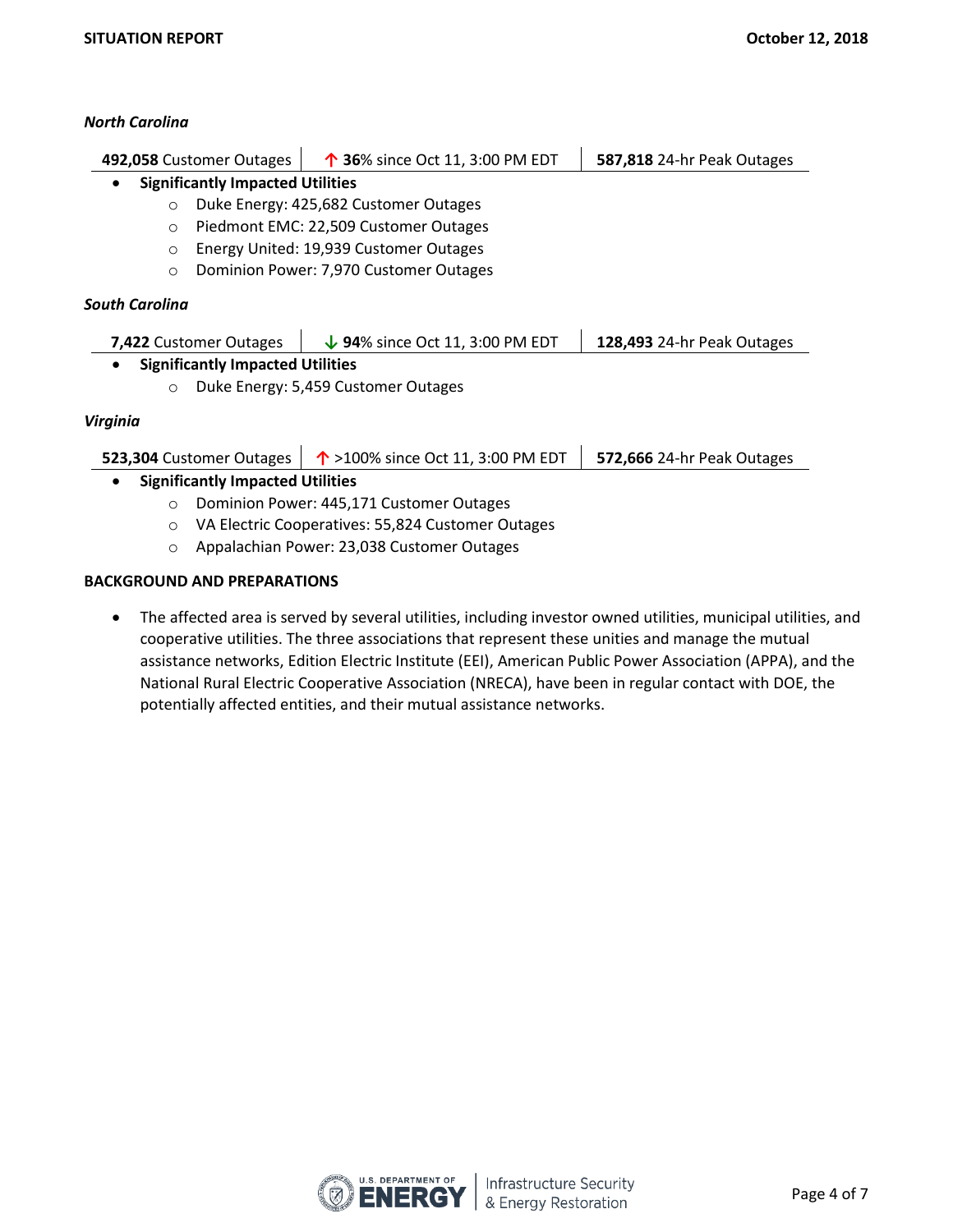*North Carolina*

| **492,058** Customer Outages | ↑ **36**% since Oct 11, 3:00 PM EDT | **587,818** 24-hr Peak Outages |
|---|---|---|

- **Significantly Impacted Utilities**
  - Duke Energy: 425,682 Customer Outages
  - Piedmont EMC: 22,509 Customer Outages
  - Energy United: 19,939 Customer Outages
  - Dominion Power: 7,970 Customer Outages

*South Carolina*

| **7,422** Customer Outages | ↓ **94**% since Oct 11, 3:00 PM EDT | **128,493** 24-hr Peak Outages |
|---|---|---|

- **Significantly Impacted Utilities**
  - Duke Energy: 5,459 Customer Outages

*Virginia*

| **523,304** Customer Outages | ↑ >100% since Oct 11, 3:00 PM EDT | **572,666** 24-hr Peak Outages |
|---|---|---|

- **Significantly Impacted Utilities**
  - Dominion Power: 445,171 Customer Outages
  - VA Electric Cooperatives: 55,824 Customer Outages
  - Appalachian Power: 23,038 Customer Outages

**BACKGROUND AND PREPARATIONS**

- The affected area is served by several utilities, including investor owned utilities, municipal utilities, and cooperative utilities. The three associations that represent these unities and manage the mutual assistance networks, Edition Electric Institute (EEI), American Public Power Association (APPA), and the National Rural Electric Cooperative Association (NRECA), have been in regular contact with DOE, the potentially affected entities, and their mutual assistance networks.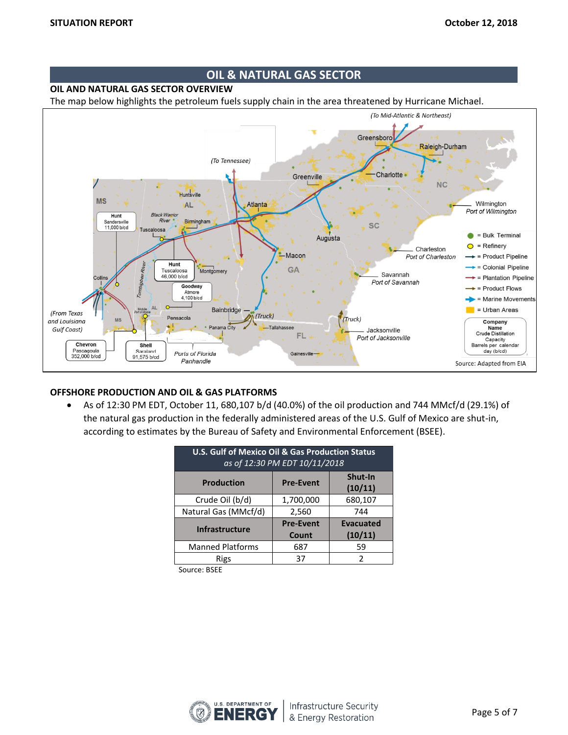## OIL & NATURAL GAS SECTOR

### OIL AND NATURAL GAS SECTOR OVERVIEW

The map below highlights the petroleum fuels supply chain in the area threatened by Hurricane Michael.

### OFFSHORE PRODUCTION AND OIL & GAS PLATFORMS

- As of 12:30 PM EDT, October 11, 680,107 b/d (40.0%) of the oil production and 744 MMcf/d (29.1%) of the natural gas production in the federally administered areas of the U.S. Gulf of Mexico are shut-in, according to estimates by the Bureau of Safety and Environmental Enforcement (BSEE).

| U.S. Gulf of Mexico Oil & Gas Production Status *as of 12:30 PM EDT 10/11/2018* | | |
|---|---|---|
| **Production** | **Pre-Event** | **Shut-In (10/11)** |
| Crude Oil (b/d) | 1,700,000 | 680,107 |
| Natural Gas (MMcf/d) | 2,560 | 744 |
| **Infrastructure** | **Pre-Event Count** | **Evacuated (10/11)** |
| Manned Platforms | 687 | 59 |
| Rigs | 37 | 2 |

Source: BSEE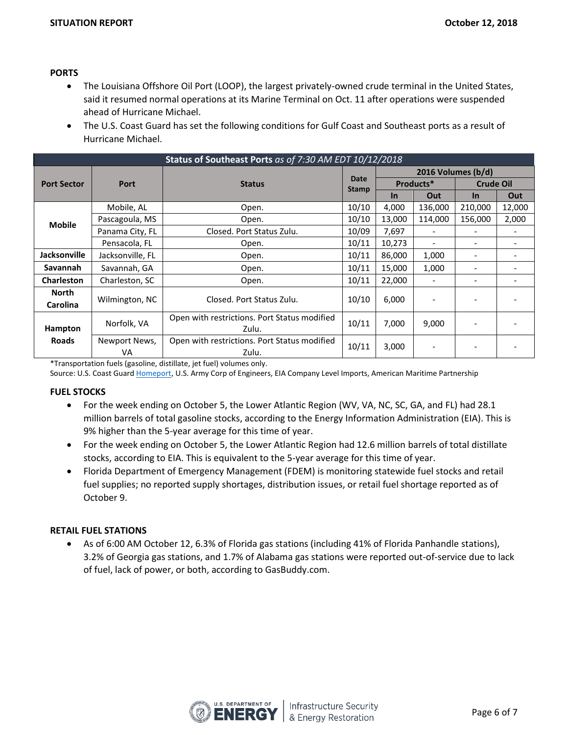## PORTS

- The Louisiana Offshore Oil Port (LOOP), the largest privately-owned crude terminal in the United States, said it resumed normal operations at its Marine Terminal on Oct. 11 after operations were suspended ahead of Hurricane Michael.
- The U.S. Coast Guard has set the following conditions for Gulf Coast and Southeast ports as a result of Hurricane Michael.

| **Status of Southeast Ports** *as of 7:30 AM EDT 10/12/2018* | | | | | | | |
|---|---|---|---|---|---|---|---|
| Port Sector | Port | Status | Date Stamp | 2016 Volumes (b/d) | | | |
| | | | | Products* | | Crude Oil | |
| | | | | In | Out | In | Out |
| Mobile | Mobile, AL | Open. | 10/10 | 4,000 | 136,000 | 210,000 | 12,000 |
| | Pascagoula, MS | Open. | 10/10 | 13,000 | 114,000 | 156,000 | 2,000 |
| | Panama City, FL | Closed. Port Status Zulu. | 10/09 | 7,697 | - | - | - |
| | Pensacola, FL | Open. | 10/11 | 10,273 | - | - | - |
| Jacksonville | Jacksonville, FL | Open. | 10/11 | 86,000 | 1,000 | - | - |
| Savannah | Savannah, GA | Open. | 10/11 | 15,000 | 1,000 | - | - |
| Charleston | Charleston, SC | Open. | 10/11 | 22,000 | - | - | - |
| North Carolina | Wilmington, NC | Closed. Port Status Zulu. | 10/10 | 6,000 | - | - | - |
| Hampton Roads | Norfolk, VA | Open with restrictions. Port Status modified Zulu. | 10/11 | 7,000 | 9,000 | - | - |
| | Newport News, VA | Open with restrictions. Port Status modified Zulu. | 10/11 | 3,000 | - | - | - |

*Transportation fuels (gasoline, distillate, jet fuel) volumes only.
Source: U.S. Coast Guard Homeport, U.S. Army Corp of Engineers, EIA Company Level Imports, American Maritime Partnership

## FUEL STOCKS

- For the week ending on October 5, the Lower Atlantic Region (WV, VA, NC, SC, GA, and FL) had 28.1 million barrels of total gasoline stocks, according to the Energy Information Administration (EIA). This is 9% higher than the 5-year average for this time of year.
- For the week ending on October 5, the Lower Atlantic Region had 12.6 million barrels of total distillate stocks, according to EIA. This is equivalent to the 5-year average for this time of year.
- Florida Department of Emergency Management (FDEM) is monitoring statewide fuel stocks and retail fuel supplies; no reported supply shortages, distribution issues, or retail fuel shortage reported as of October 9.

## RETAIL FUEL STATIONS

- As of 6:00 AM October 12, 6.3% of Florida gas stations (including 41% of Florida Panhandle stations), 3.2% of Georgia gas stations, and 1.7% of Alabama gas stations were reported out-of-service due to lack of fuel, lack of power, or both, according to GasBuddy.com.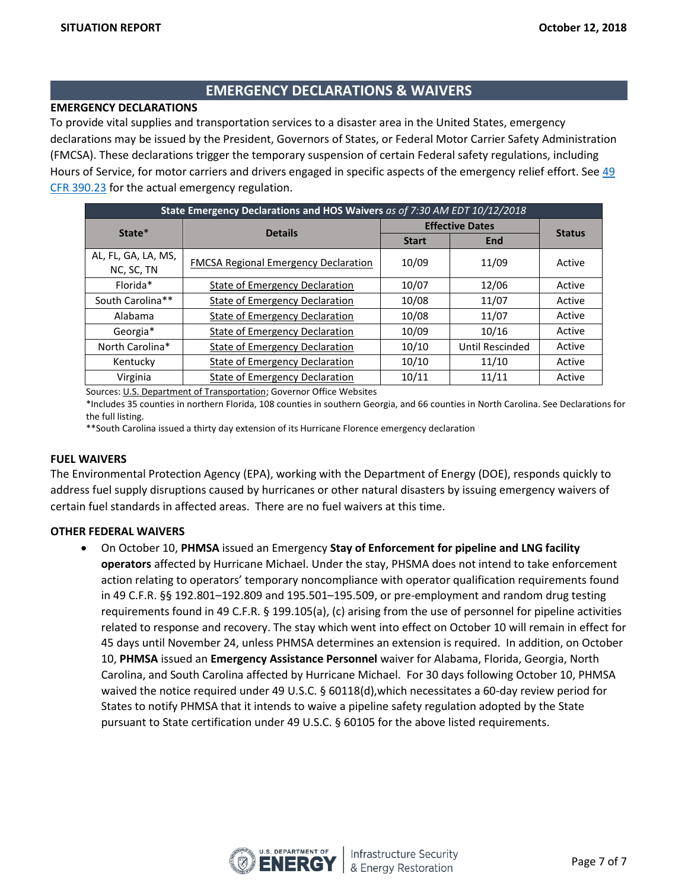## EMERGENCY DECLARATIONS & WAIVERS

### EMERGENCY DECLARATIONS

To provide vital supplies and transportation services to a disaster area in the United States, emergency declarations may be issued by the President, Governors of States, or Federal Motor Carrier Safety Administration (FMCSA). These declarations trigger the temporary suspension of certain Federal safety regulations, including Hours of Service, for motor carriers and drivers engaged in specific aspects of the emergency relief effort. See 49 CFR 390.23 for the actual emergency regulation.

**State Emergency Declarations and HOS Waivers** *as of 7:30 AM EDT 10/12/2018*

| State* | Details | Effective Dates | | Status |
|---|---|---|---|---|
| | | Start | End | |
| AL, FL, GA, LA, MS, NC, SC, TN | FMCSA Regional Emergency Declaration | 10/09 | 11/09 | Active |
| Florida* | State of Emergency Declaration | 10/07 | 12/06 | Active |
| South Carolina** | State of Emergency Declaration | 10/08 | 11/07 | Active |
| Alabama | State of Emergency Declaration | 10/08 | 11/07 | Active |
| Georgia* | State of Emergency Declaration | 10/09 | 10/16 | Active |
| North Carolina* | State of Emergency Declaration | 10/10 | Until Rescinded | Active |
| Kentucky | State of Emergency Declaration | 10/10 | 11/10 | Active |
| Virginia | State of Emergency Declaration | 10/11 | 11/11 | Active |

Sources: U.S. Department of Transportation; Governor Office Websites

*Includes 35 counties in northern Florida, 108 counties in southern Georgia, and 66 counties in North Carolina. See Declarations for the full listing.

**South Carolina issued a thirty day extension of its Hurricane Florence emergency declaration

### FUEL WAIVERS

The Environmental Protection Agency (EPA), working with the Department of Energy (DOE), responds quickly to address fuel supply disruptions caused by hurricanes or other natural disasters by issuing emergency waivers of certain fuel standards in affected areas. There are no fuel waivers at this time.

### OTHER FEDERAL WAIVERS

- On October 10, **PHMSA** issued an Emergency **Stay of Enforcement for pipeline and LNG facility operators** affected by Hurricane Michael. Under the stay, PHSMA does not intend to take enforcement action relating to operators' temporary noncompliance with operator qualification requirements found in 49 C.F.R. §§ 192.801–192.809 and 195.501–195.509, or pre-employment and random drug testing requirements found in 49 C.F.R. § 199.105(a), (c) arising from the use of personnel for pipeline activities related to response and recovery. The stay which went into effect on October 10 will remain in effect for 45 days until November 24, unless PHMSA determines an extension is required. In addition, on October 10, **PHMSA** issued an **Emergency Assistance Personnel** waiver for Alabama, Florida, Georgia, North Carolina, and South Carolina affected by Hurricane Michael. For 30 days following October 10, PHMSA waived the notice required under 49 U.S.C. § 60118(d),which necessitates a 60-day review period for States to notify PHMSA that it intends to waive a pipeline safety regulation adopted by the State pursuant to State certification under 49 U.S.C. § 60105 for the above listed requirements.